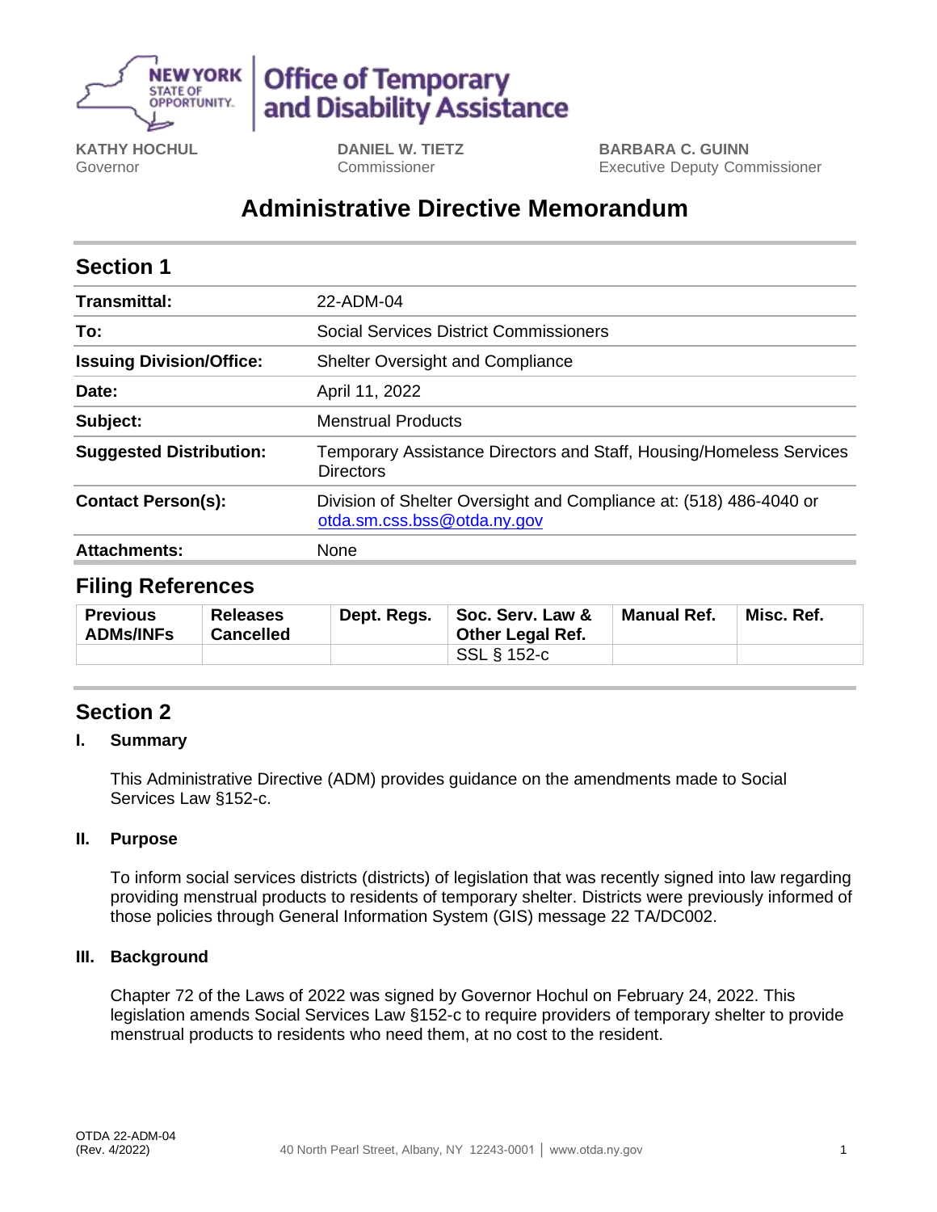**Office of Temporary and Disability Assistance**

**KATHY HOCHUL**
Governor

**DANIEL W. TIETZ**
Commissioner

**BARBARA C. GUINN**
Executive Deputy Commissioner

# Administrative Directive Memorandum

## Section 1

| | |
|---|---|
| **Transmittal:** | 22-ADM-04 |
| **To:** | Social Services District Commissioners |
| **Issuing Division/Office:** | Shelter Oversight and Compliance |
| **Date:** | April 11, 2022 |
| **Subject:** | Menstrual Products |
| **Suggested Distribution:** | Temporary Assistance Directors and Staff, Housing/Homeless Services Directors |
| **Contact Person(s):** | Division of Shelter Oversight and Compliance at: (518) 486-4040 or otda.sm.css.bss@otda.ny.gov |
| **Attachments:** | None |

## Filing References

| Previous ADMs/INFs | Releases Cancelled | Dept. Regs. | Soc. Serv. Law & Other Legal Ref. | Manual Ref. | Misc. Ref. |
|---|---|---|---|---|---|
| | | | SSL § 152-c | | |

## Section 2

### I. Summary

This Administrative Directive (ADM) provides guidance on the amendments made to Social Services Law §152-c.

### II. Purpose

To inform social services districts (districts) of legislation that was recently signed into law regarding providing menstrual products to residents of temporary shelter. Districts were previously informed of those policies through General Information System (GIS) message 22 TA/DC002.

### III. Background

Chapter 72 of the Laws of 2022 was signed by Governor Hochul on February 24, 2022. This legislation amends Social Services Law §152-c to require providers of temporary shelter to provide menstrual products to residents who need them, at no cost to the resident.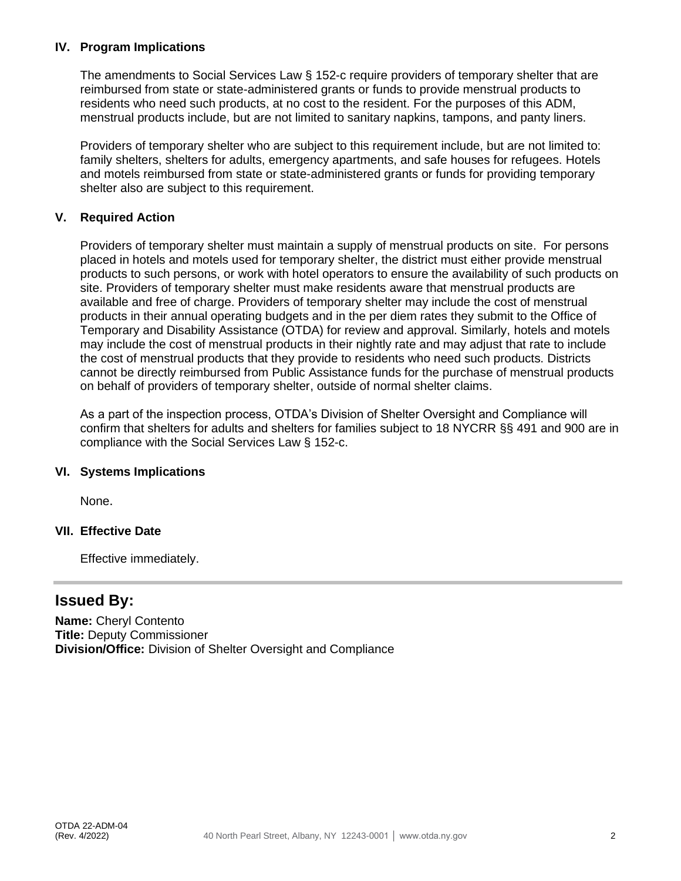## IV. Program Implications

The amendments to Social Services Law § 152-c require providers of temporary shelter that are reimbursed from state or state-administered grants or funds to provide menstrual products to residents who need such products, at no cost to the resident. For the purposes of this ADM, menstrual products include, but are not limited to sanitary napkins, tampons, and panty liners.

Providers of temporary shelter who are subject to this requirement include, but are not limited to: family shelters, shelters for adults, emergency apartments, and safe houses for refugees. Hotels and motels reimbursed from state or state-administered grants or funds for providing temporary shelter also are subject to this requirement.

## V. Required Action

Providers of temporary shelter must maintain a supply of menstrual products on site. For persons placed in hotels and motels used for temporary shelter, the district must either provide menstrual products to such persons, or work with hotel operators to ensure the availability of such products on site. Providers of temporary shelter must make residents aware that menstrual products are available and free of charge. Providers of temporary shelter may include the cost of menstrual products in their annual operating budgets and in the per diem rates they submit to the Office of Temporary and Disability Assistance (OTDA) for review and approval. Similarly, hotels and motels may include the cost of menstrual products in their nightly rate and may adjust that rate to include the cost of menstrual products that they provide to residents who need such products. Districts cannot be directly reimbursed from Public Assistance funds for the purchase of menstrual products on behalf of providers of temporary shelter, outside of normal shelter claims.

As a part of the inspection process, OTDA's Division of Shelter Oversight and Compliance will confirm that shelters for adults and shelters for families subject to 18 NYCRR §§ 491 and 900 are in compliance with the Social Services Law § 152-c.

## VI. Systems Implications

None.

## VII. Effective Date

Effective immediately.

---

# Issued By:

**Name:** Cheryl Contento
**Title:** Deputy Commissioner
**Division/Office:** Division of Shelter Oversight and Compliance